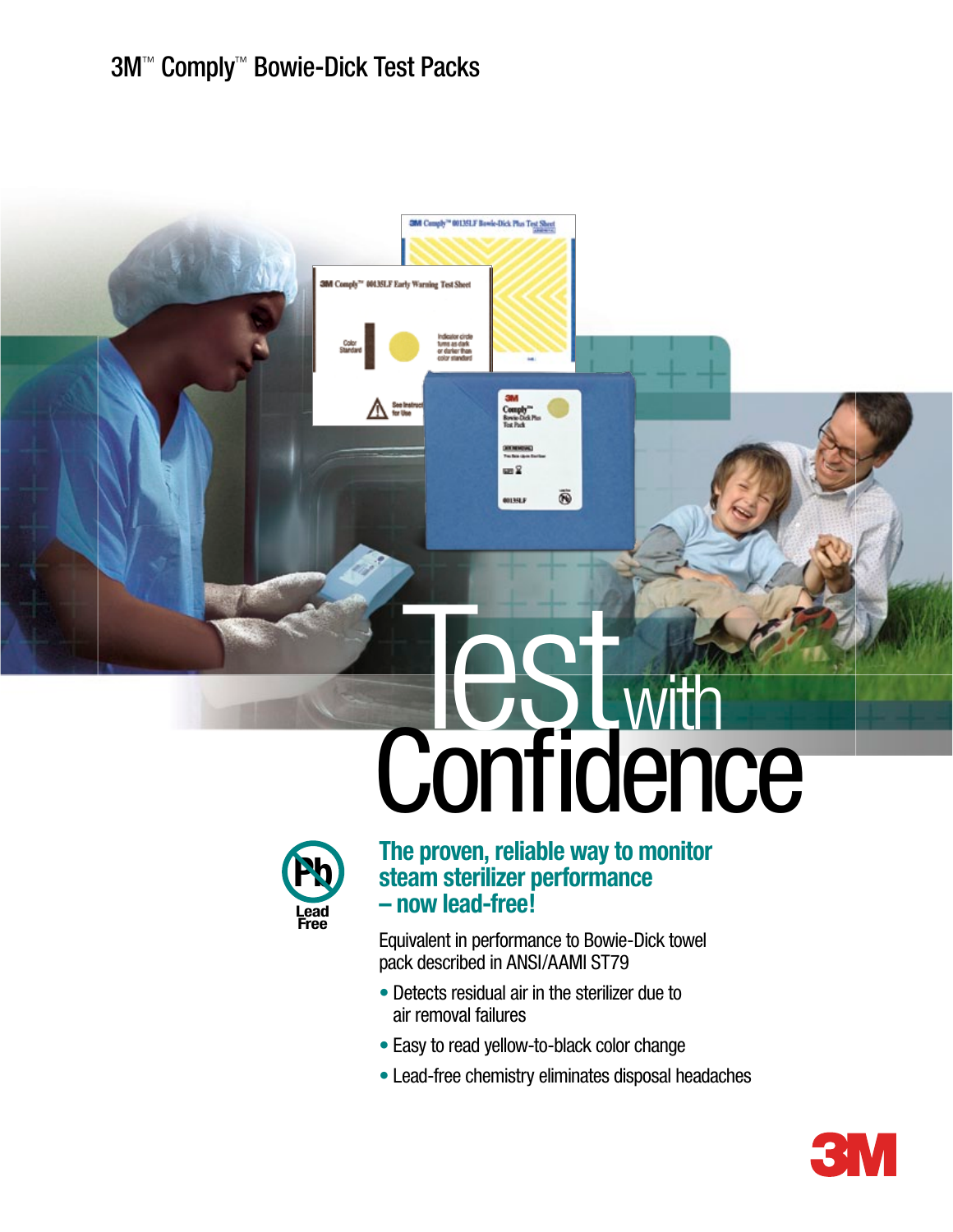# 3M™ Comply™ Bowie-Dick Test Packs

# Test with Confidence

Pb Lead Free

## The proven, reliable way to monitor steam sterilizer performance – now lead-free!

Equivalent in performance to Bowie-Dick towel pack described in ANSI/AAMI ST79

- Detects residual air in the sterilizer due to air removal failures
- Easy to read yellow-to-black color change
- Lead-free chemistry eliminates disposal headaches

3M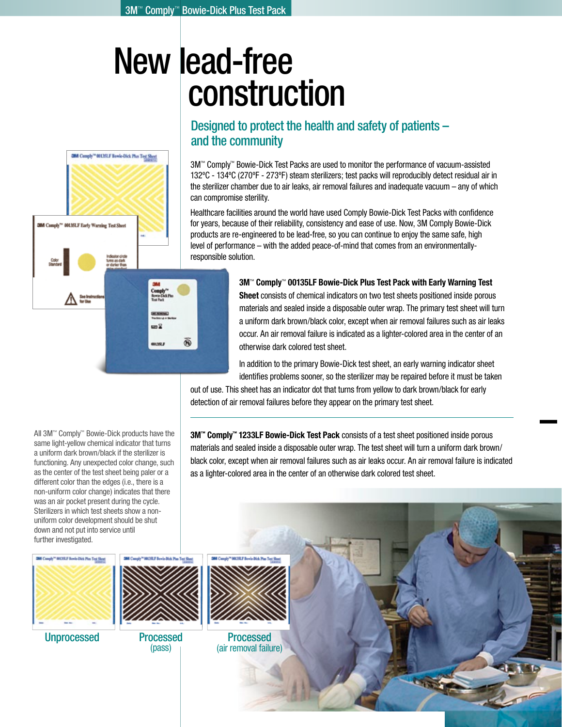# New lead-free construction

## Designed to protect the health and safety of patients – and the community

3M™ Comply™ Bowie-Dick Test Packs are used to monitor the performance of vacuum-assisted 132ºC - 134ºC (270ºF - 273ºF) steam sterilizers; test packs will reproducibly detect residual air in the sterilizer chamber due to air leaks, air removal failures and inadequate vacuum – any of which can compromise sterility.

Healthcare facilities around the world have used Comply Bowie-Dick Test Packs with confidence for years, because of their reliability, consistency and ease of use. Now, 3M Comply Bowie-Dick products are re-engineered to be lead-free, so you can continue to enjoy the same safe, high level of performance – with the added peace-of-mind that comes from an environmentally-responsible solution.

**3M™ Comply™ 00135LF Bowie-Dick Plus Test Pack with Early Warning Test Sheet** consists of chemical indicators on two test sheets positioned inside porous materials and sealed inside a disposable outer wrap. The primary test sheet will turn a uniform dark brown/black color, except when air removal failures such as air leaks occur. An air removal failure is indicated as a lighter-colored area in the center of an otherwise dark colored test sheet.

In addition to the primary Bowie-Dick test sheet, an early warning indicator sheet identifies problems sooner, so the sterilizer may be repaired before it must be taken out of use. This sheet has an indicator dot that turns from yellow to dark brown/black for early detection of air removal failures before they appear on the primary test sheet.

**3M™ Comply™ 1233LF Bowie-Dick Test Pack** consists of a test sheet positioned inside porous materials and sealed inside a disposable outer wrap. The test sheet will turn a uniform dark brown/black color, except when air removal failures such as air leaks occur. An air removal failure is indicated as a lighter-colored area in the center of an otherwise dark colored test sheet.

All 3M™ Comply™ Bowie-Dick products have the same light-yellow chemical indicator that turns a uniform dark brown/black if the sterilizer is functioning. Any unexpected color change, such as the center of the test sheet being paler or a different color than the edges (i.e., there is a non-uniform color change) indicates that there was an air pocket present during the cycle. Sterilizers in which test sheets show a non-uniform color development should be shut down and not put into service until further investigated.

Unprocessed

Processed (pass)

Processed (air removal failure)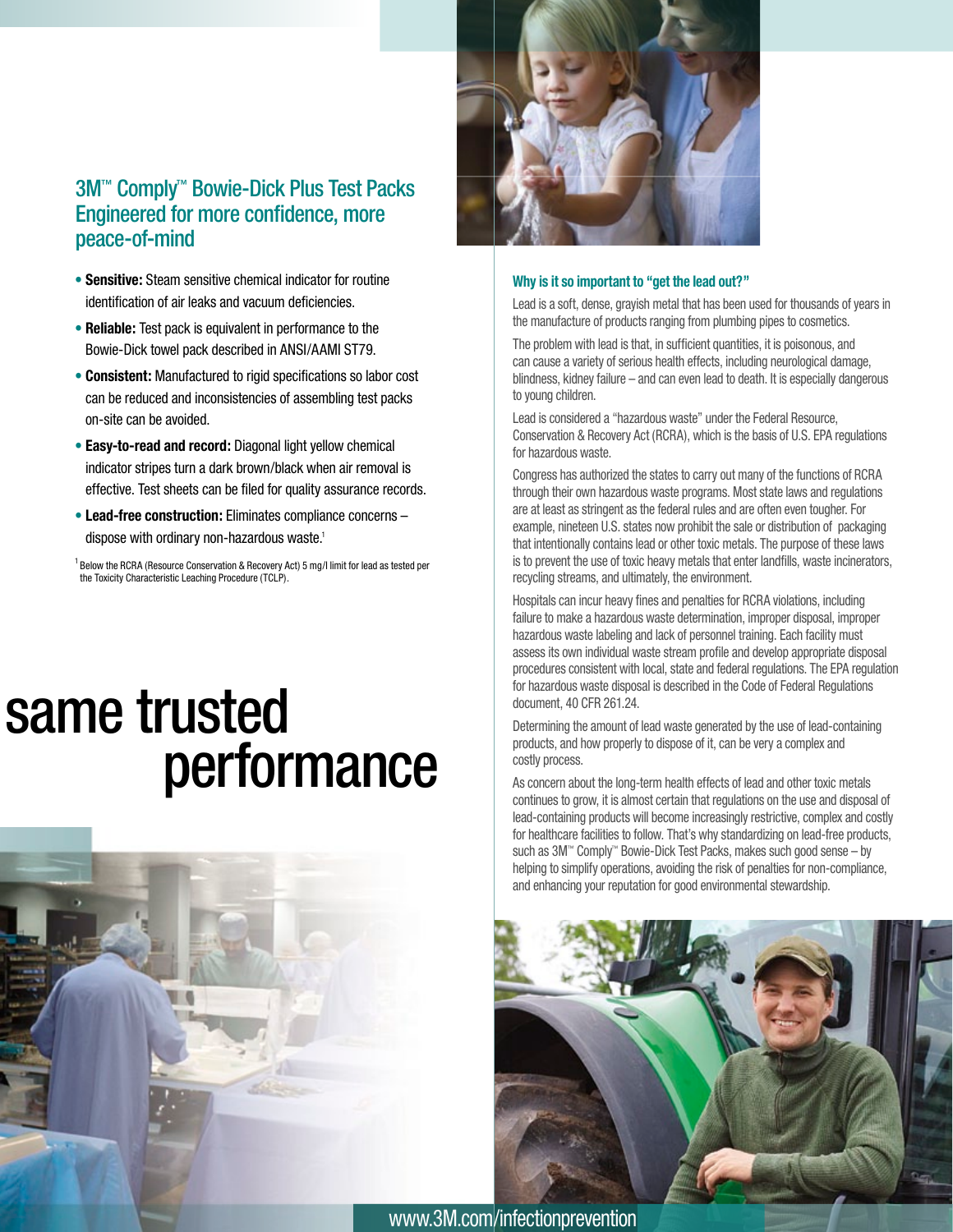## 3M™ Comply™ Bowie-Dick Plus Test Packs Engineered for more confidence, more peace-of-mind

- **Sensitive:** Steam sensitive chemical indicator for routine identification of air leaks and vacuum deficiencies.
- **Reliable:** Test pack is equivalent in performance to the Bowie-Dick towel pack described in ANSI/AAMI ST79.
- **Consistent:** Manufactured to rigid specifications so labor cost can be reduced and inconsistencies of assembling test packs on-site can be avoided.
- **Easy-to-read and record:** Diagonal light yellow chemical indicator stripes turn a dark brown/black when air removal is effective. Test sheets can be filed for quality assurance records.
- **Lead-free construction:** Eliminates compliance concerns – dispose with ordinary non-hazardous waste.[1]

[1] Below the RCRA (Resource Conservation & Recovery Act) 5 mg/l limit for lead as tested per the Toxicity Characteristic Leaching Procedure (TCLP).

# same trusted performance

### Why is it so important to "get the lead out?"

Lead is a soft, dense, grayish metal that has been used for thousands of years in the manufacture of products ranging from plumbing pipes to cosmetics.

The problem with lead is that, in sufficient quantities, it is poisonous, and can cause a variety of serious health effects, including neurological damage, blindness, kidney failure – and can even lead to death. It is especially dangerous to young children.

Lead is considered a "hazardous waste" under the Federal Resource, Conservation & Recovery Act (RCRA), which is the basis of U.S. EPA regulations for hazardous waste.

Congress has authorized the states to carry out many of the functions of RCRA through their own hazardous waste programs. Most state laws and regulations are at least as stringent as the federal rules and are often even tougher. For example, nineteen U.S. states now prohibit the sale or distribution of packaging that intentionally contains lead or other toxic metals. The purpose of these laws is to prevent the use of toxic heavy metals that enter landfills, waste incinerators, recycling streams, and ultimately, the environment.

Hospitals can incur heavy fines and penalties for RCRA violations, including failure to make a hazardous waste determination, improper disposal, improper hazardous waste labeling and lack of personnel training. Each facility must assess its own individual waste stream profile and develop appropriate disposal procedures consistent with local, state and federal regulations. The EPA regulation for hazardous waste disposal is described in the Code of Federal Regulations document, 40 CFR 261.24.

Determining the amount of lead waste generated by the use of lead-containing products, and how properly to dispose of it, can be very a complex and costly process.

As concern about the long-term health effects of lead and other toxic metals continues to grow, it is almost certain that regulations on the use and disposal of lead-containing products will become increasingly restrictive, complex and costly for healthcare facilities to follow. That's why standardizing on lead-free products, such as 3M™ Comply™ Bowie-Dick Test Packs, makes such good sense – by helping to simplify operations, avoiding the risk of penalties for non-compliance, and enhancing your reputation for good environmental stewardship.

www.3M.com/infectionprevention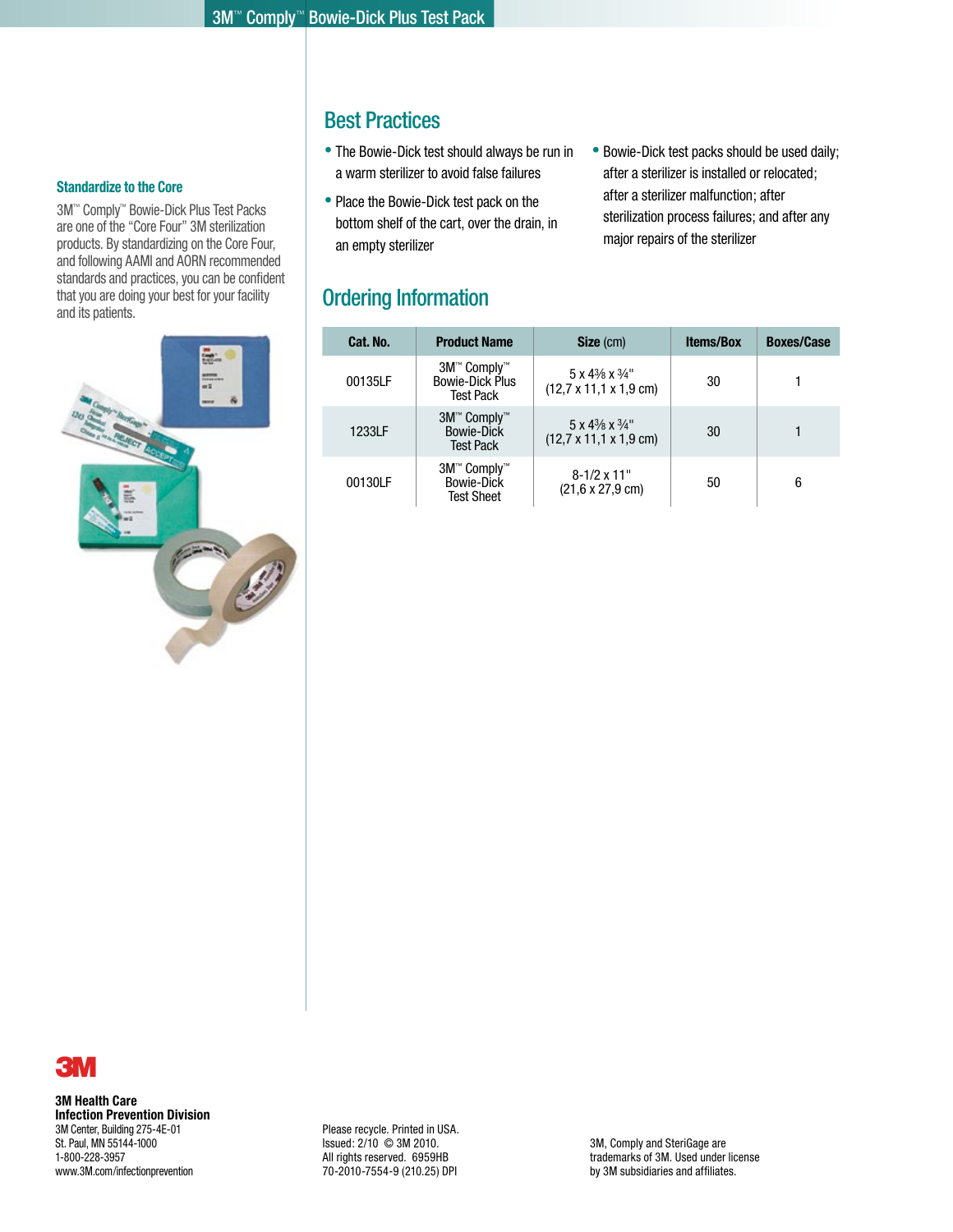## Standardize to the Core

3M™ Comply™ Bowie-Dick Plus Test Packs are one of the "Core Four" 3M sterilization products. By standardizing on the Core Four, and following AAMI and AORN recommended standards and practices, you can be confident that you are doing your best for your facility and its patients.

## Best Practices

- The Bowie-Dick test should always be run in a warm sterilizer to avoid false failures
- Place the Bowie-Dick test pack on the bottom shelf of the cart, over the drain, in an empty sterilizer
- Bowie-Dick test packs should be used daily; after a sterilizer is installed or relocated; after a sterilizer malfunction; after sterilization process failures; and after any major repairs of the sterilizer

## Ordering Information

| Cat. No. | Product Name | Size (cm) | Items/Box | Boxes/Case |
|---|---|---|---|---|
| 00135LF | 3M™ Comply™ Bowie-Dick Plus Test Pack | 5 x 4⅜ x ¾" (12,7 x 11,1 x 1,9 cm) | 30 | 1 |
| 1233LF | 3M™ Comply™ Bowie-Dick Test Pack | 5 x 4⅜ x ¾" (12,7 x 11,1 x 1,9 cm) | 30 | 1 |
| 00130LF | 3M™ Comply™ Bowie-Dick Test Sheet | 8-1/2 x 11" (21,6 x 27,9 cm) | 50 | 6 |

**3M Health Care**
**Infection Prevention Division**
3M Center, Building 275-4E-01
St. Paul, MN 55144-1000
1-800-228-3957
www.3M.com/infectionprevention

Please recycle. Printed in USA.
Issued: 2/10 © 3M 2010.
All rights reserved. 6959HB
70-2010-7554-9 (210.25) DPI

3M, Comply and SteriGage are trademarks of 3M. Used under license by 3M subsidiaries and affiliates.